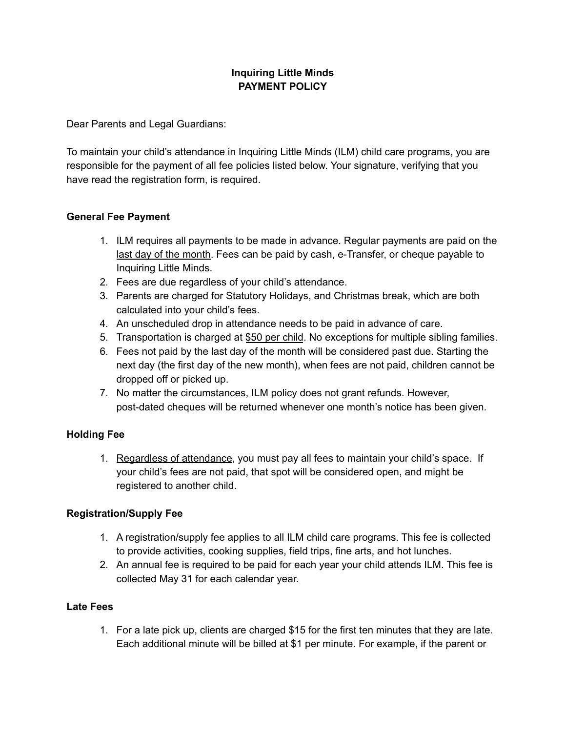# Inquiring Little Minds
## PAYMENT POLICY

Dear Parents and Legal Guardians:

To maintain your child's attendance in Inquiring Little Minds (ILM) child care programs, you are responsible for the payment of all fee policies listed below. Your signature, verifying that you have read the registration form, is required.

### General Fee Payment

1. ILM requires all payments to be made in advance. Regular payments are paid on the <u>last day of the month</u>. Fees can be paid by cash, e-Transfer, or cheque payable to Inquiring Little Minds.
2. Fees are due regardless of your child's attendance.
3. Parents are charged for Statutory Holidays, and Christmas break, which are both calculated into your child's fees.
4. An unscheduled drop in attendance needs to be paid in advance of care.
5. Transportation is charged at <u>$50 per child</u>. No exceptions for multiple sibling families.
6. Fees not paid by the last day of the month will be considered past due. Starting the next day (the first day of the new month), when fees are not paid, children cannot be dropped off or picked up.
7. No matter the circumstances, ILM policy does not grant refunds. However, post-dated cheques will be returned whenever one month's notice has been given.

### Holding Fee

1. <u>Regardless of attendance</u>, you must pay all fees to maintain your child's space. If your child's fees are not paid, that spot will be considered open, and might be registered to another child.

### Registration/Supply Fee

1. A registration/supply fee applies to all ILM child care programs. This fee is collected to provide activities, cooking supplies, field trips, fine arts, and hot lunches.
2. An annual fee is required to be paid for each year your child attends ILM. This fee is collected May 31 for each calendar year.

### Late Fees

1. For a late pick up, clients are charged $15 for the first ten minutes that they are late. Each additional minute will be billed at $1 per minute. For example, if the parent or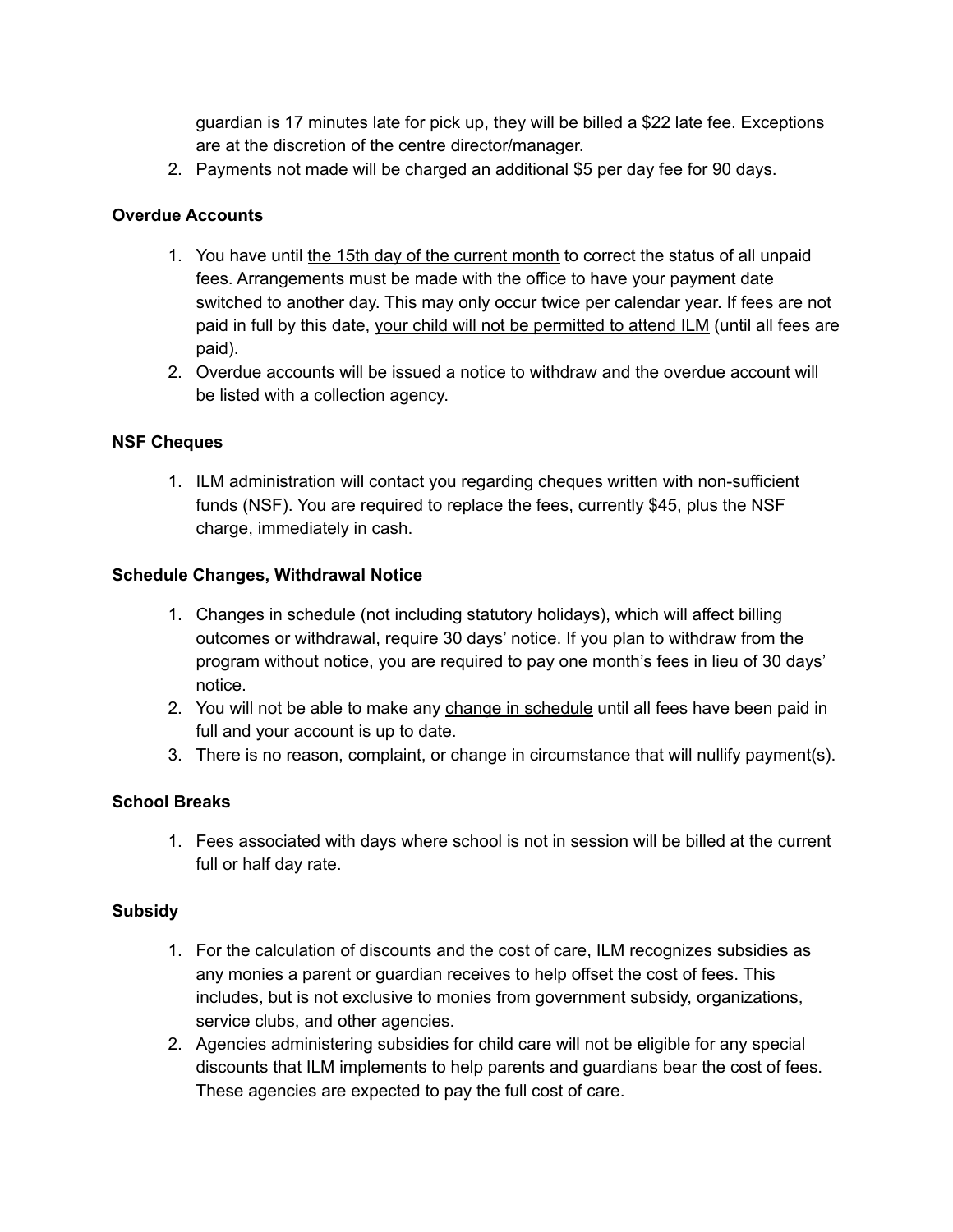guardian is 17 minutes late for pick up, they will be billed a $22 late fee. Exceptions are at the discretion of the centre director/manager.

2. Payments not made will be charged an additional $5 per day fee for 90 days.

**Overdue Accounts**

1. You have until the 15th day of the current month to correct the status of all unpaid fees. Arrangements must be made with the office to have your payment date switched to another day. This may only occur twice per calendar year. If fees are not paid in full by this date, your child will not be permitted to attend ILM (until all fees are paid).
2. Overdue accounts will be issued a notice to withdraw and the overdue account will be listed with a collection agency.

**NSF Cheques**

1. ILM administration will contact you regarding cheques written with non-sufficient funds (NSF). You are required to replace the fees, currently $45, plus the NSF charge, immediately in cash.

**Schedule Changes, Withdrawal Notice**

1. Changes in schedule (not including statutory holidays), which will affect billing outcomes or withdrawal, require 30 days' notice. If you plan to withdraw from the program without notice, you are required to pay one month's fees in lieu of 30 days' notice.
2. You will not be able to make any change in schedule until all fees have been paid in full and your account is up to date.
3. There is no reason, complaint, or change in circumstance that will nullify payment(s).

**School Breaks**

1. Fees associated with days where school is not in session will be billed at the current full or half day rate.

**Subsidy**

1. For the calculation of discounts and the cost of care, ILM recognizes subsidies as any monies a parent or guardian receives to help offset the cost of fees. This includes, but is not exclusive to monies from government subsidy, organizations, service clubs, and other agencies.
2. Agencies administering subsidies for child care will not be eligible for any special discounts that ILM implements to help parents and guardians bear the cost of fees. These agencies are expected to pay the full cost of care.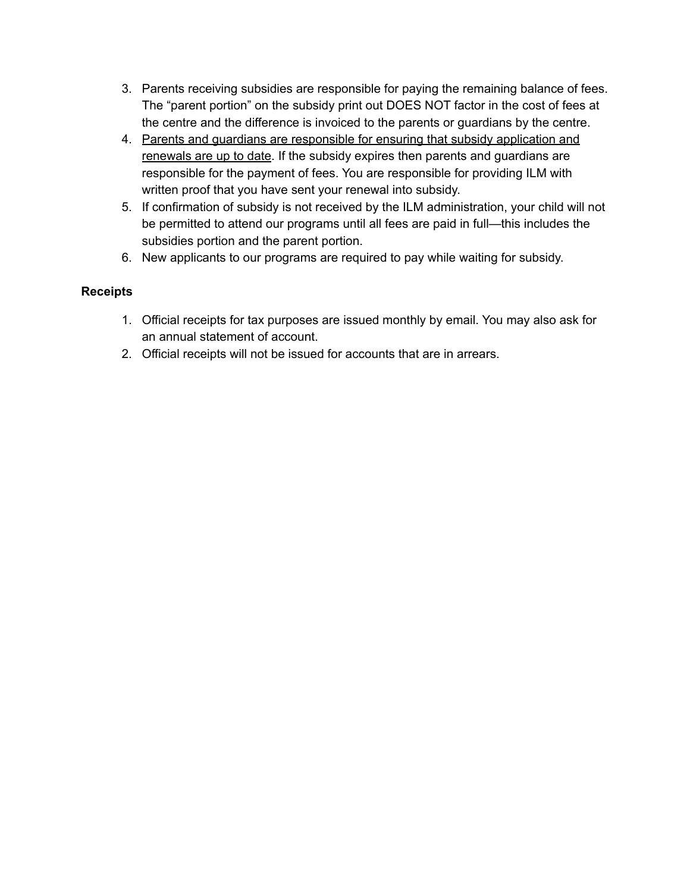3. Parents receiving subsidies are responsible for paying the remaining balance of fees. The "parent portion" on the subsidy print out DOES NOT factor in the cost of fees at the centre and the difference is invoiced to the parents or guardians by the centre.
4. <u>Parents and guardians are responsible for ensuring that subsidy application and renewals are up to date</u>. If the subsidy expires then parents and guardians are responsible for the payment of fees. You are responsible for providing ILM with written proof that you have sent your renewal into subsidy.
5. If confirmation of subsidy is not received by the ILM administration, your child will not be permitted to attend our programs until all fees are paid in full—this includes the subsidies portion and the parent portion.
6. New applicants to our programs are required to pay while waiting for subsidy.

**Receipts**

1. Official receipts for tax purposes are issued monthly by email. You may also ask for an annual statement of account.
2. Official receipts will not be issued for accounts that are in arrears.